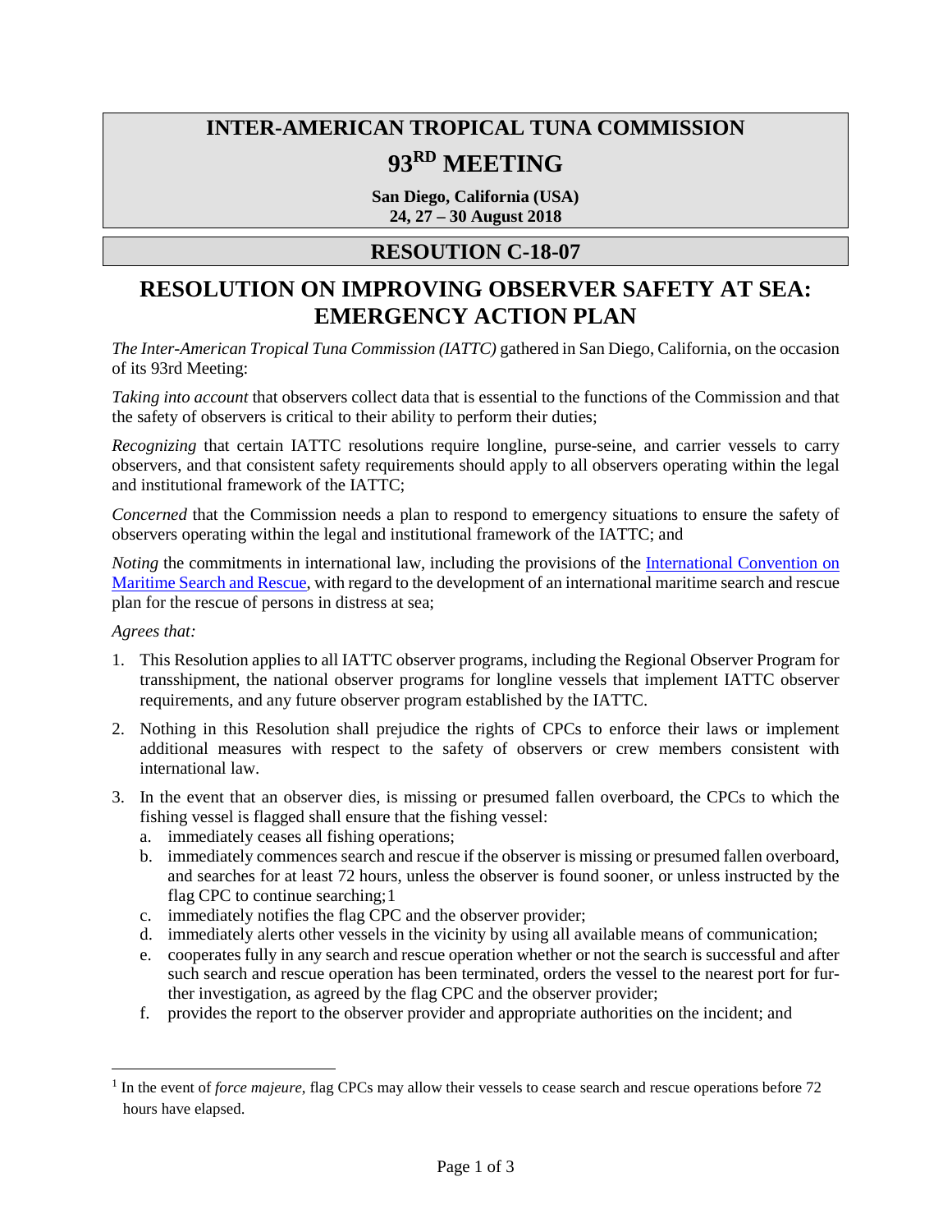# INTER-AMERICAN TROPICAL TUNA COMMISSION

# 93RD MEETING

**San Diego, California (USA)**
**24, 27 – 30 August 2018**

## RESOUTION C-18-07

## RESOLUTION ON IMPROVING OBSERVER SAFETY AT SEA: EMERGENCY ACTION PLAN

*The Inter-American Tropical Tuna Commission (IATTC)* gathered in San Diego, California, on the occasion of its 93rd Meeting:

*Taking into account* that observers collect data that is essential to the functions of the Commission and that the safety of observers is critical to their ability to perform their duties;

*Recognizing* that certain IATTC resolutions require longline, purse-seine, and carrier vessels to carry observers, and that consistent safety requirements should apply to all observers operating within the legal and institutional framework of the IATTC;

*Concerned* that the Commission needs a plan to respond to emergency situations to ensure the safety of observers operating within the legal and institutional framework of the IATTC; and

*Noting* the commitments in international law, including the provisions of the International Convention on Maritime Search and Rescue, with regard to the development of an international maritime search and rescue plan for the rescue of persons in distress at sea;

*Agrees that:*

1. This Resolution applies to all IATTC observer programs, including the Regional Observer Program for transshipment, the national observer programs for longline vessels that implement IATTC observer requirements, and any future observer program established by the IATTC.
2. Nothing in this Resolution shall prejudice the rights of CPCs to enforce their laws or implement additional measures with respect to the safety of observers or crew members consistent with international law.
3. In the event that an observer dies, is missing or presumed fallen overboard, the CPCs to which the fishing vessel is flagged shall ensure that the fishing vessel:
   a. immediately ceases all fishing operations;
   b. immediately commences search and rescue if the observer is missing or presumed fallen overboard, and searches for at least 72 hours, unless the observer is found sooner, or unless instructed by the flag CPC to continue searching;[1]
   c. immediately notifies the flag CPC and the observer provider;
   d. immediately alerts other vessels in the vicinity by using all available means of communication;
   e. cooperates fully in any search and rescue operation whether or not the search is successful and after such search and rescue operation has been terminated, orders the vessel to the nearest port for further investigation, as agreed by the flag CPC and the observer provider;
   f. provides the report to the observer provider and appropriate authorities on the incident; and

[1] In the event of *force majeure*, flag CPCs may allow their vessels to cease search and rescue operations before 72 hours have elapsed.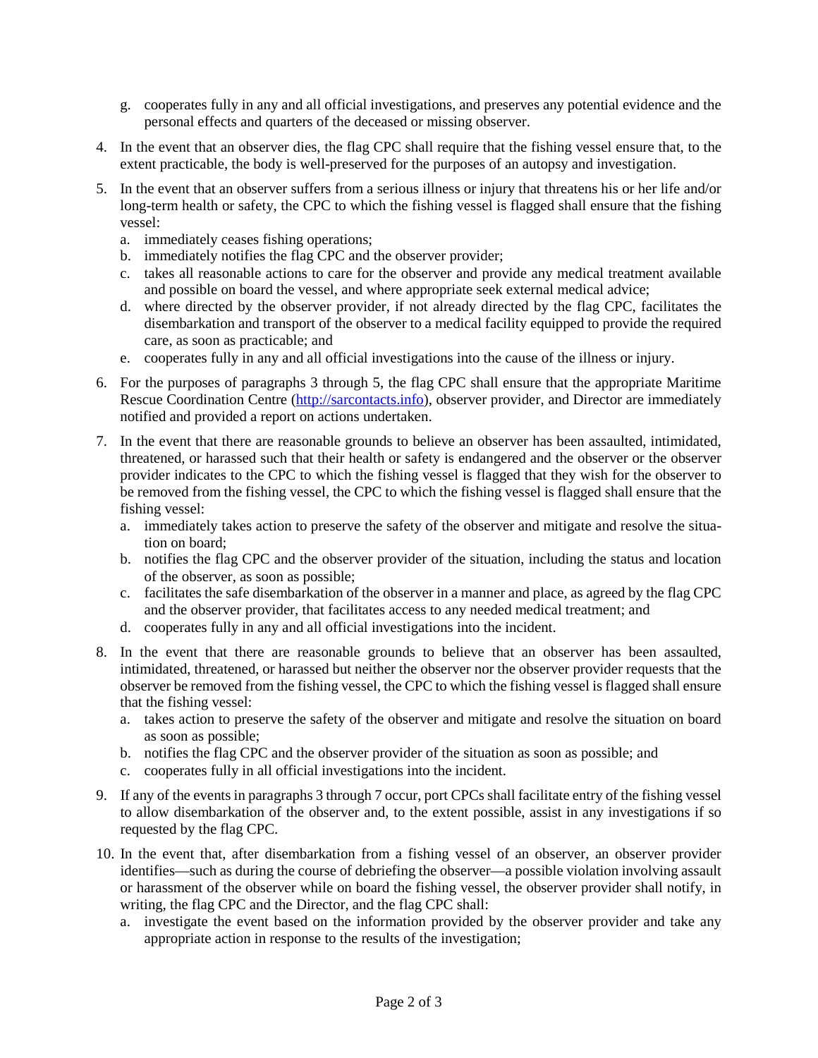g. cooperates fully in any and all official investigations, and preserves any potential evidence and the personal effects and quarters of the deceased or missing observer.

4. In the event that an observer dies, the flag CPC shall require that the fishing vessel ensure that, to the extent practicable, the body is well-preserved for the purposes of an autopsy and investigation.

5. In the event that an observer suffers from a serious illness or injury that threatens his or her life and/or long-term health or safety, the CPC to which the fishing vessel is flagged shall ensure that the fishing vessel:
   a. immediately ceases fishing operations;
   b. immediately notifies the flag CPC and the observer provider;
   c. takes all reasonable actions to care for the observer and provide any medical treatment available and possible on board the vessel, and where appropriate seek external medical advice;
   d. where directed by the observer provider, if not already directed by the flag CPC, facilitates the disembarkation and transport of the observer to a medical facility equipped to provide the required care, as soon as practicable; and
   e. cooperates fully in any and all official investigations into the cause of the illness or injury.

6. For the purposes of paragraphs 3 through 5, the flag CPC shall ensure that the appropriate Maritime Rescue Coordination Centre (http://sarcontacts.info), observer provider, and Director are immediately notified and provided a report on actions undertaken.

7. In the event that there are reasonable grounds to believe an observer has been assaulted, intimidated, threatened, or harassed such that their health or safety is endangered and the observer or the observer provider indicates to the CPC to which the fishing vessel is flagged that they wish for the observer to be removed from the fishing vessel, the CPC to which the fishing vessel is flagged shall ensure that the fishing vessel:
   a. immediately takes action to preserve the safety of the observer and mitigate and resolve the situation on board;
   b. notifies the flag CPC and the observer provider of the situation, including the status and location of the observer, as soon as possible;
   c. facilitates the safe disembarkation of the observer in a manner and place, as agreed by the flag CPC and the observer provider, that facilitates access to any needed medical treatment; and
   d. cooperates fully in any and all official investigations into the incident.

8. In the event that there are reasonable grounds to believe that an observer has been assaulted, intimidated, threatened, or harassed but neither the observer nor the observer provider requests that the observer be removed from the fishing vessel, the CPC to which the fishing vessel is flagged shall ensure that the fishing vessel:
   a. takes action to preserve the safety of the observer and mitigate and resolve the situation on board as soon as possible;
   b. notifies the flag CPC and the observer provider of the situation as soon as possible; and
   c. cooperates fully in all official investigations into the incident.

9. If any of the events in paragraphs 3 through 7 occur, port CPCs shall facilitate entry of the fishing vessel to allow disembarkation of the observer and, to the extent possible, assist in any investigations if so requested by the flag CPC.

10. In the event that, after disembarkation from a fishing vessel of an observer, an observer provider identifies—such as during the course of debriefing the observer—a possible violation involving assault or harassment of the observer while on board the fishing vessel, the observer provider shall notify, in writing, the flag CPC and the Director, and the flag CPC shall:
    a. investigate the event based on the information provided by the observer provider and take any appropriate action in response to the results of the investigation;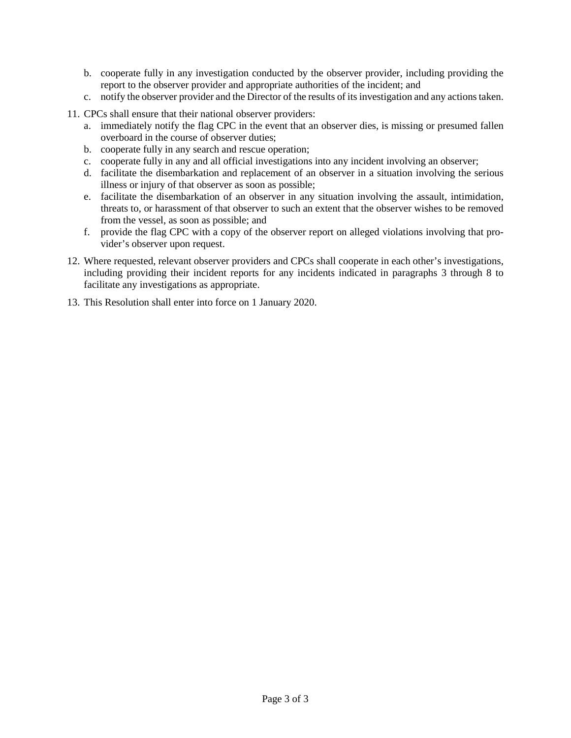b. cooperate fully in any investigation conducted by the observer provider, including providing the report to the observer provider and appropriate authorities of the incident; and
   c. notify the observer provider and the Director of the results of its investigation and any actions taken.

11. CPCs shall ensure that their national observer providers:
    a. immediately notify the flag CPC in the event that an observer dies, is missing or presumed fallen overboard in the course of observer duties;
    b. cooperate fully in any search and rescue operation;
    c. cooperate fully in any and all official investigations into any incident involving an observer;
    d. facilitate the disembarkation and replacement of an observer in a situation involving the serious illness or injury of that observer as soon as possible;
    e. facilitate the disembarkation of an observer in any situation involving the assault, intimidation, threats to, or harassment of that observer to such an extent that the observer wishes to be removed from the vessel, as soon as possible; and
    f. provide the flag CPC with a copy of the observer report on alleged violations involving that provider's observer upon request.

12. Where requested, relevant observer providers and CPCs shall cooperate in each other's investigations, including providing their incident reports for any incidents indicated in paragraphs 3 through 8 to facilitate any investigations as appropriate.

13. This Resolution shall enter into force on 1 January 2020.